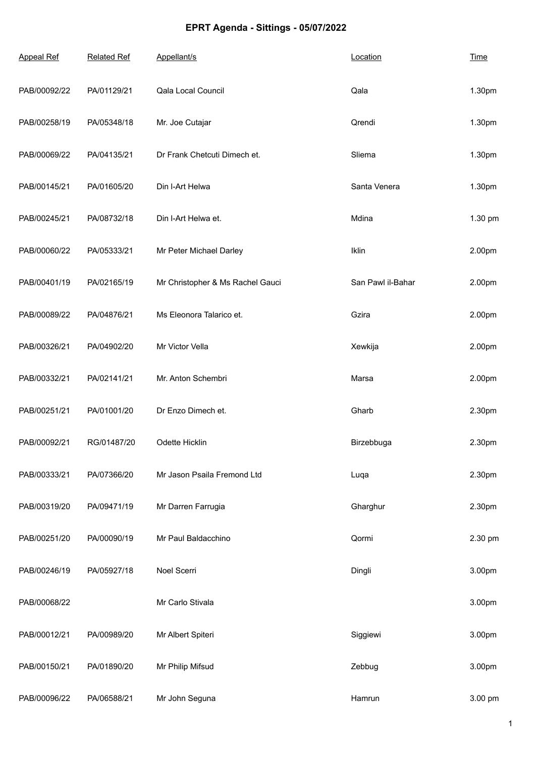# EPRT Agenda - Sittings - 05/07/2022

| Appeal Ref | Related Ref | Appellant/s | Location | Time |
| --- | --- | --- | --- | --- |
| PAB/00092/22 | PA/01129/21 | Qala Local Council | Qala | 1.30pm |
| PAB/00258/19 | PA/05348/18 | Mr. Joe Cutajar | Qrendi | 1.30pm |
| PAB/00069/22 | PA/04135/21 | Dr Frank Chetcuti Dimech et. | Sliema | 1.30pm |
| PAB/00145/21 | PA/01605/20 | Din l-Art Helwa | Santa Venera | 1.30pm |
| PAB/00245/21 | PA/08732/18 | Din l-Art Helwa et. | Mdina | 1.30 pm |
| PAB/00060/22 | PA/05333/21 | Mr Peter Michael Darley | Iklin | 2.00pm |
| PAB/00401/19 | PA/02165/19 | Mr Christopher & Ms Rachel Gauci | San Pawl il-Bahar | 2.00pm |
| PAB/00089/22 | PA/04876/21 | Ms Eleonora Talarico et. | Gzira | 2.00pm |
| PAB/00326/21 | PA/04902/20 | Mr Victor Vella | Xewkija | 2.00pm |
| PAB/00332/21 | PA/02141/21 | Mr. Anton Schembri | Marsa | 2.00pm |
| PAB/00251/21 | PA/01001/20 | Dr Enzo Dimech et. | Gharb | 2.30pm |
| PAB/00092/21 | RG/01487/20 | Odette Hicklin | Birzebbuga | 2.30pm |
| PAB/00333/21 | PA/07366/20 | Mr Jason Psaila Fremond Ltd | Luqa | 2.30pm |
| PAB/00319/20 | PA/09471/19 | Mr Darren Farrugia | Gharghur | 2.30pm |
| PAB/00251/20 | PA/00090/19 | Mr Paul Baldacchino | Qormi | 2.30 pm |
| PAB/00246/19 | PA/05927/18 | Noel Scerri | Dingli | 3.00pm |
| PAB/00068/22 | | Mr Carlo Stivala | | 3.00pm |
| PAB/00012/21 | PA/00989/20 | Mr Albert Spiteri | Siggiewi | 3.00pm |
| PAB/00150/21 | PA/01890/20 | Mr Philip Mifsud | Zebbug | 3.00pm |
| PAB/00096/22 | PA/06588/21 | Mr John Seguna | Hamrun | 3.00 pm |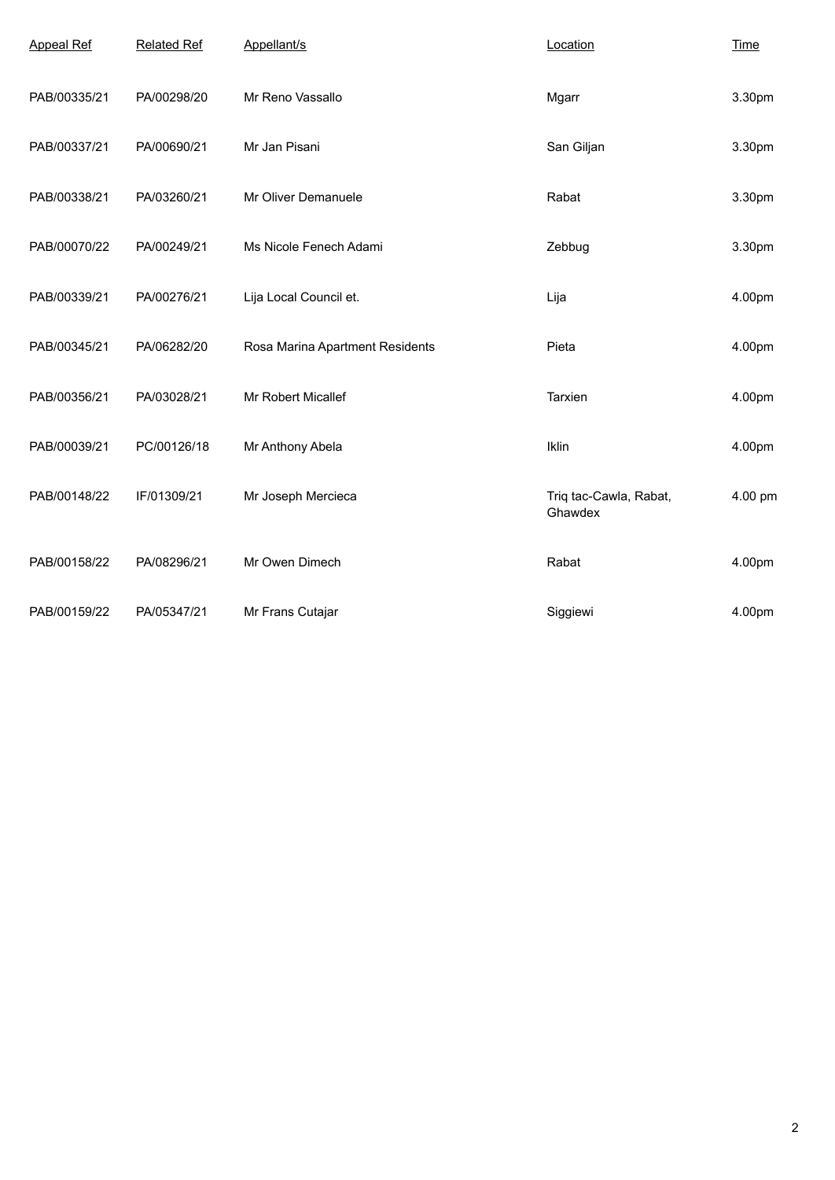| Appeal Ref | Related Ref | Appellant/s | Location | Time |
|---|---|---|---|---|
| PAB/00335/21 | PA/00298/20 | Mr Reno Vassallo | Mgarr | 3.30pm |
| PAB/00337/21 | PA/00690/21 | Mr Jan Pisani | San Giljan | 3.30pm |
| PAB/00338/21 | PA/03260/21 | Mr Oliver Demanuele | Rabat | 3.30pm |
| PAB/00070/22 | PA/00249/21 | Ms Nicole Fenech Adami | Zebbug | 3.30pm |
| PAB/00339/21 | PA/00276/21 | Lija Local Council et. | Lija | 4.00pm |
| PAB/00345/21 | PA/06282/20 | Rosa Marina Apartment Residents | Pieta | 4.00pm |
| PAB/00356/21 | PA/03028/21 | Mr Robert Micallef | Tarxien | 4.00pm |
| PAB/00039/21 | PC/00126/18 | Mr Anthony Abela | Iklin | 4.00pm |
| PAB/00148/22 | IF/01309/21 | Mr Joseph Mercieca | Triq tac-Cawla, Rabat, Ghawdex | 4.00 pm |
| PAB/00158/22 | PA/08296/21 | Mr Owen Dimech | Rabat | 4.00pm |
| PAB/00159/22 | PA/05347/21 | Mr Frans Cutajar | Siggiewi | 4.00pm |